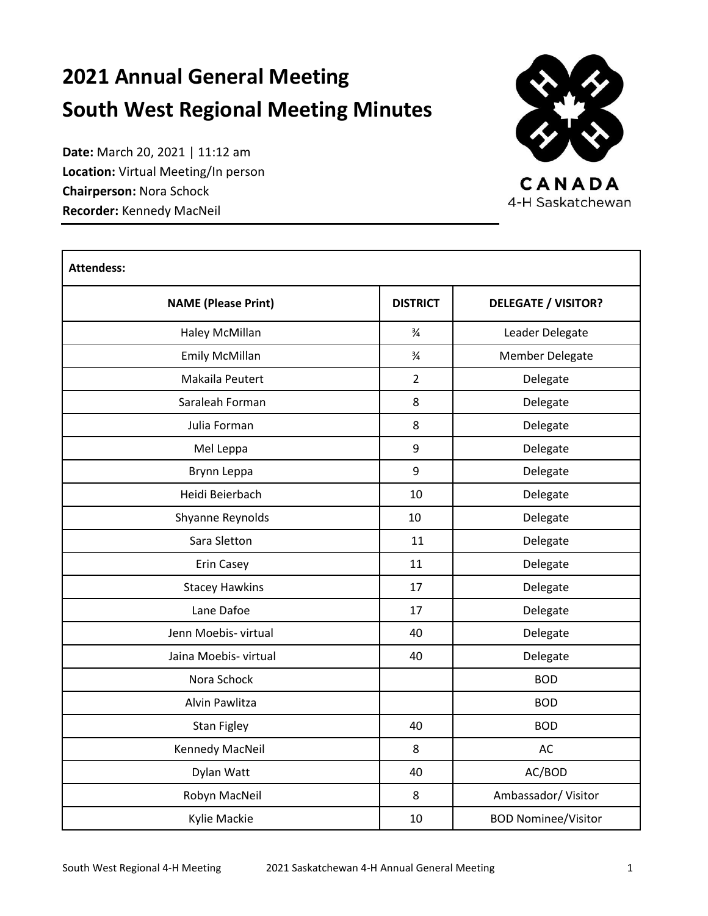# 2021 Annual General Meeting
# South West Regional Meeting Minutes

**Date:** March 20, 2021 | 11:12 am
**Location:** Virtual Meeting/In person
**Chairperson:** Nora Schock
**Recorder:** Kennedy MacNeil

CANADA
4-H Saskatchewan

**Attendess:**

| NAME (Please Print) | DISTRICT | DELEGATE / VISITOR? |
|---|---|---|
| Haley McMillan | ¾ | Leader Delegate |
| Emily McMillan | ¾ | Member Delegate |
| Makaila Peutert | 2 | Delegate |
| Saraleah Forman | 8 | Delegate |
| Julia Forman | 8 | Delegate |
| Mel Leppa | 9 | Delegate |
| Brynn Leppa | 9 | Delegate |
| Heidi Beierbach | 10 | Delegate |
| Shyanne Reynolds | 10 | Delegate |
| Sara Sletton | 11 | Delegate |
| Erin Casey | 11 | Delegate |
| Stacey Hawkins | 17 | Delegate |
| Lane Dafoe | 17 | Delegate |
| Jenn Moebis- virtual | 40 | Delegate |
| Jaina Moebis- virtual | 40 | Delegate |
| Nora Schock | | BOD |
| Alvin Pawlitza | | BOD |
| Stan Figley | 40 | BOD |
| Kennedy MacNeil | 8 | AC |
| Dylan Watt | 40 | AC/BOD |
| Robyn MacNeil | 8 | Ambassador/ Visitor |
| Kylie Mackie | 10 | BOD Nominee/Visitor |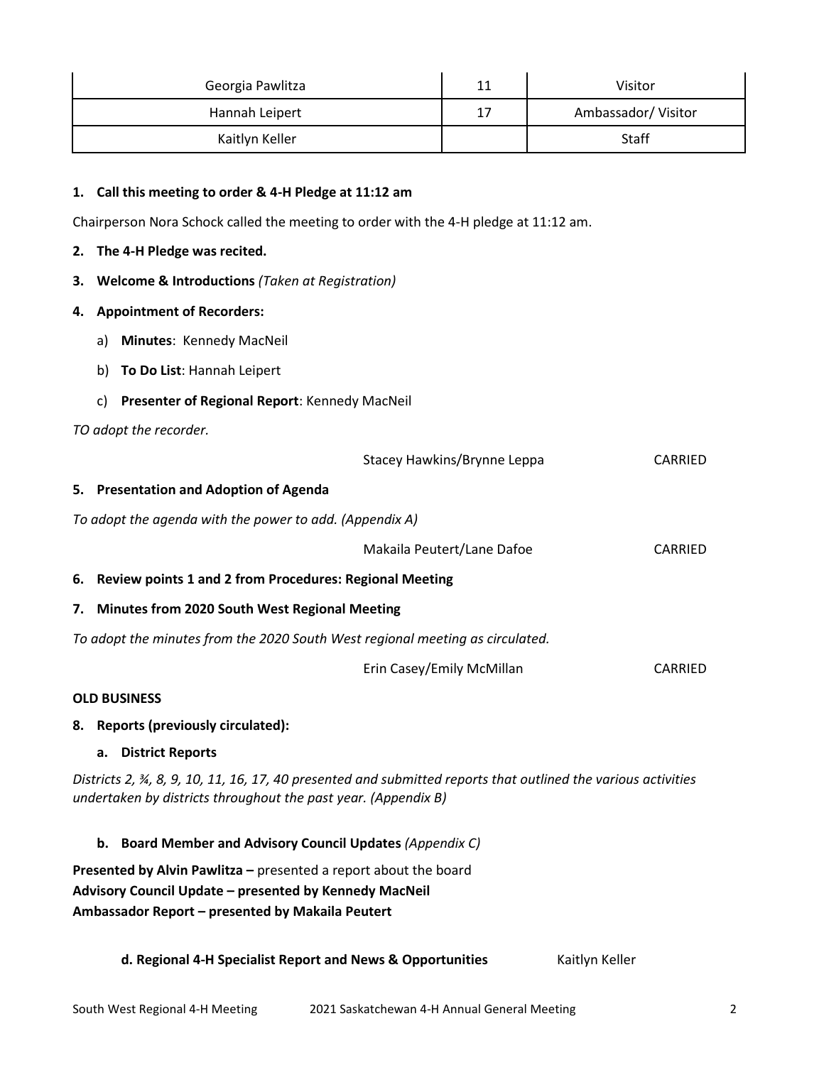| Georgia Pawlitza | 11 | Visitor |
| --- | --- | --- |
| Hannah Leipert | 17 | Ambassador/ Visitor |
| Kaitlyn Keller | | Staff |

**1. Call this meeting to order & 4-H Pledge at 11:12 am**

Chairperson Nora Schock called the meeting to order with the 4-H pledge at 11:12 am.

**2. The 4-H Pledge was recited.**

**3. Welcome & Introductions** *(Taken at Registration)*

**4. Appointment of Recorders:**

a) **Minutes**: Kennedy MacNeil

b) **To Do List**: Hannah Leipert

c) **Presenter of Regional Report**: Kennedy MacNeil

*TO adopt the recorder.*

Stacey Hawkins/Brynne Leppa CARRIED

**5. Presentation and Adoption of Agenda**

*To adopt the agenda with the power to add. (Appendix A)*

Makaila Peutert/Lane Dafoe CARRIED

**6. Review points 1 and 2 from Procedures: Regional Meeting**

**7. Minutes from 2020 South West Regional Meeting**

*To adopt the minutes from the 2020 South West regional meeting as circulated.*

Erin Casey/Emily McMillan CARRIED

**OLD BUSINESS**

**8. Reports (previously circulated):**

**a. District Reports**

*Districts 2, ¾, 8, 9, 10, 11, 16, 17, 40 presented and submitted reports that outlined the various activities undertaken by districts throughout the past year. (Appendix B)*

**b. Board Member and Advisory Council Updates** *(Appendix C)*

**Presented by Alvin Pawlitza –** presented a report about the board
**Advisory Council Update – presented by Kennedy MacNeil**
**Ambassador Report – presented by Makaila Peutert**

**d. Regional 4-H Specialist Report and News & Opportunities** Kaitlyn Keller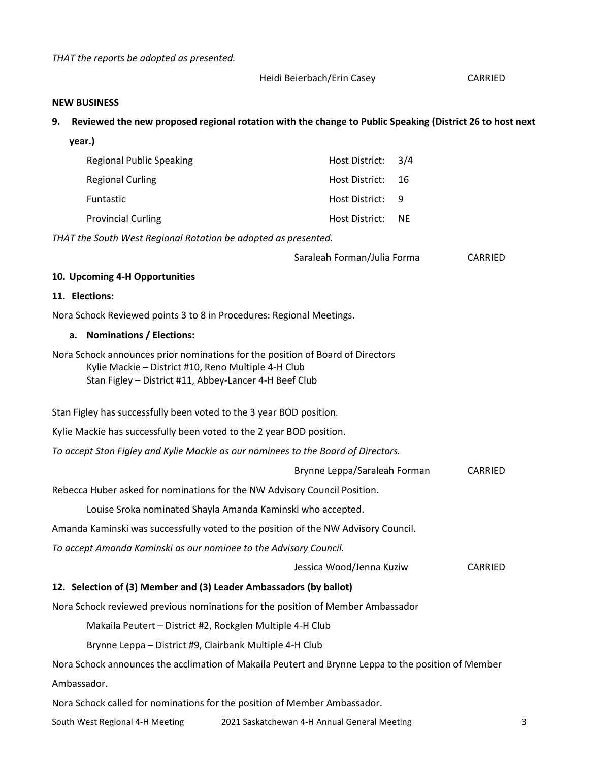*THAT the reports be adopted as presented.*

Heidi Beierbach/Erin Casey CARRIED

**NEW BUSINESS**

**9. Reviewed the new proposed regional rotation with the change to Public Speaking (District 26 to host next year.)**

| | | |
|---|---|---|
| Regional Public Speaking | Host District: | 3/4 |
| Regional Curling | Host District: | 16 |
| Funtastic | Host District: | 9 |
| Provincial Curling | Host District: | NE |

*THAT the South West Regional Rotation be adopted as presented.*

Saraleah Forman/Julia Forma CARRIED

**10. Upcoming 4-H Opportunities**

**11. Elections:**

Nora Schock Reviewed points 3 to 8 in Procedures: Regional Meetings.

**a. Nominations / Elections:**

Nora Schock announces prior nominations for the position of Board of Directors
Kylie Mackie – District #10, Reno Multiple 4-H Club
Stan Figley – District #11, Abbey-Lancer 4-H Beef Club

Stan Figley has successfully been voted to the 3 year BOD position.

Kylie Mackie has successfully been voted to the 2 year BOD position.

*To accept Stan Figley and Kylie Mackie as our nominees to the Board of Directors.*

Brynne Leppa/Saraleah Forman CARRIED

Rebecca Huber asked for nominations for the NW Advisory Council Position.

Louise Sroka nominated Shayla Amanda Kaminski who accepted.

Amanda Kaminski was successfully voted to the position of the NW Advisory Council.

*To accept Amanda Kaminski as our nominee to the Advisory Council.*

Jessica Wood/Jenna Kuziw CARRIED

**12. Selection of (3) Member and (3) Leader Ambassadors (by ballot)**

Nora Schock reviewed previous nominations for the position of Member Ambassador

Makaila Peutert – District #2, Rockglen Multiple 4-H Club

Brynne Leppa – District #9, Clairbank Multiple 4-H Club

Nora Schock announces the acclimation of Makaila Peutert and Brynne Leppa to the position of Member Ambassador.

Nora Schock called for nominations for the position of Member Ambassador.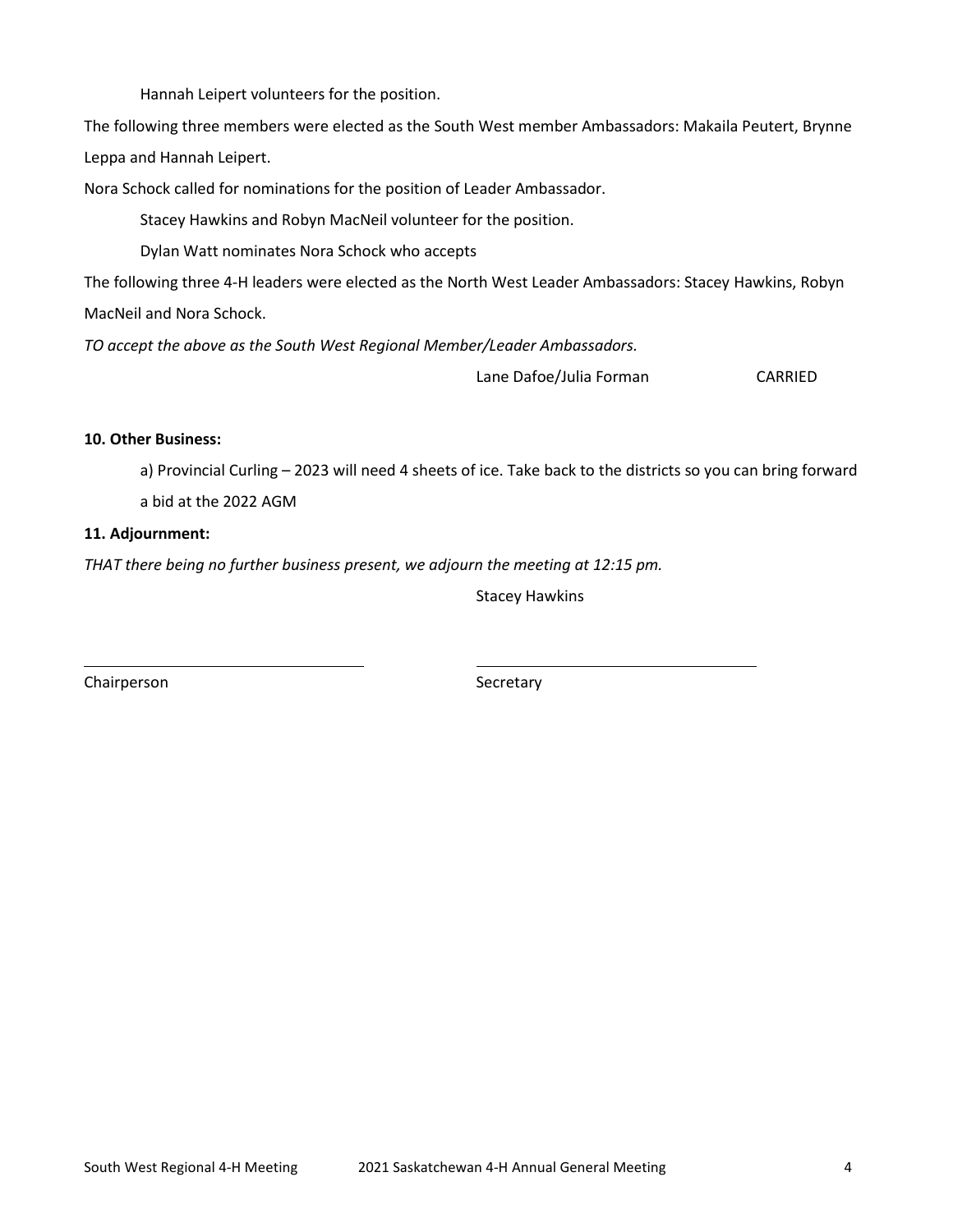Hannah Leipert volunteers for the position.

The following three members were elected as the South West member Ambassadors: Makaila Peutert, Brynne Leppa and Hannah Leipert.

Nora Schock called for nominations for the position of Leader Ambassador.

Stacey Hawkins and Robyn MacNeil volunteer for the position.

Dylan Watt nominates Nora Schock who accepts

The following three 4-H leaders were elected as the North West Leader Ambassadors: Stacey Hawkins, Robyn MacNeil and Nora Schock.

*TO accept the above as the South West Regional Member/Leader Ambassadors.*

Lane Dafoe/Julia Forman CARRIED

**10. Other Business:**

a) Provincial Curling – 2023 will need 4 sheets of ice. Take back to the districts so you can bring forward a bid at the 2022 AGM

**11. Adjournment:**

*THAT there being no further business present, we adjourn the meeting at 12:15 pm.*

Stacey Hawkins

Chairperson Secretary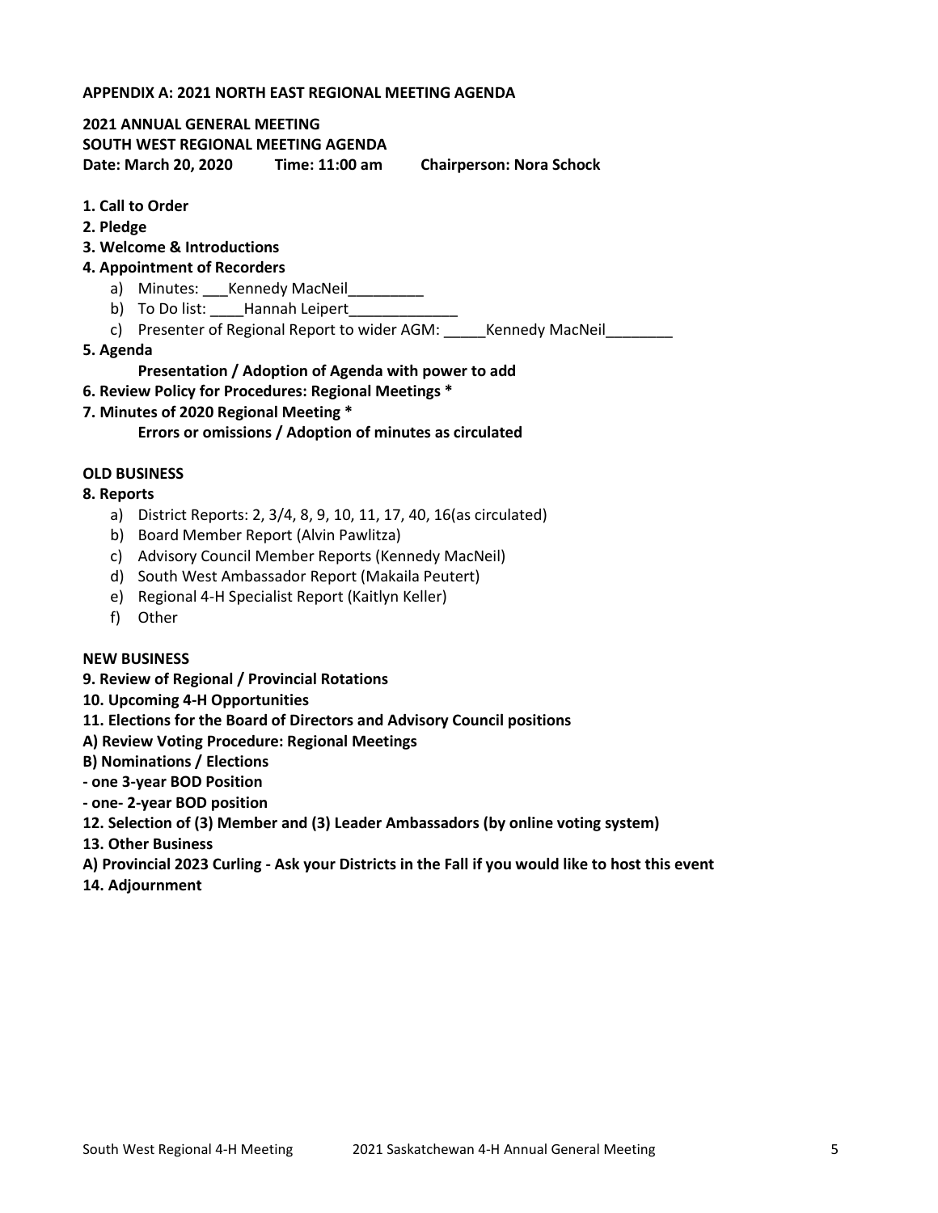**APPENDIX A: 2021 NORTH EAST REGIONAL MEETING AGENDA**

**2021 ANNUAL GENERAL MEETING**
**SOUTH WEST REGIONAL MEETING AGENDA**
**Date: March 20, 2020 Time: 11:00 am Chairperson: Nora Schock**

**1. Call to Order**
**2. Pledge**
**3. Welcome & Introductions**
**4. Appointment of Recorders**

a) Minutes: ___Kennedy MacNeil_________
b) To Do list: ____Hannah Leipert_____________
c) Presenter of Regional Report to wider AGM: _____Kennedy MacNeil________

**5. Agenda**

**Presentation / Adoption of Agenda with power to add**

**6. Review Policy for Procedures: Regional Meetings ***
**7. Minutes of 2020 Regional Meeting ***

**Errors or omissions / Adoption of minutes as circulated**

**OLD BUSINESS**

**8. Reports**

a) District Reports: 2, 3/4, 8, 9, 10, 11, 17, 40, 16(as circulated)
b) Board Member Report (Alvin Pawlitza)
c) Advisory Council Member Reports (Kennedy MacNeil)
d) South West Ambassador Report (Makaila Peutert)
e) Regional 4-H Specialist Report (Kaitlyn Keller)
f) Other

**NEW BUSINESS**

**9. Review of Regional / Provincial Rotations**
**10. Upcoming 4-H Opportunities**
**11. Elections for the Board of Directors and Advisory Council positions**
**A) Review Voting Procedure: Regional Meetings**
**B) Nominations / Elections**
**- one 3-year BOD Position**
**- one- 2-year BOD position**
**12. Selection of (3) Member and (3) Leader Ambassadors (by online voting system)**
**13. Other Business**
**A) Provincial 2023 Curling - Ask your Districts in the Fall if you would like to host this event**
**14. Adjournment**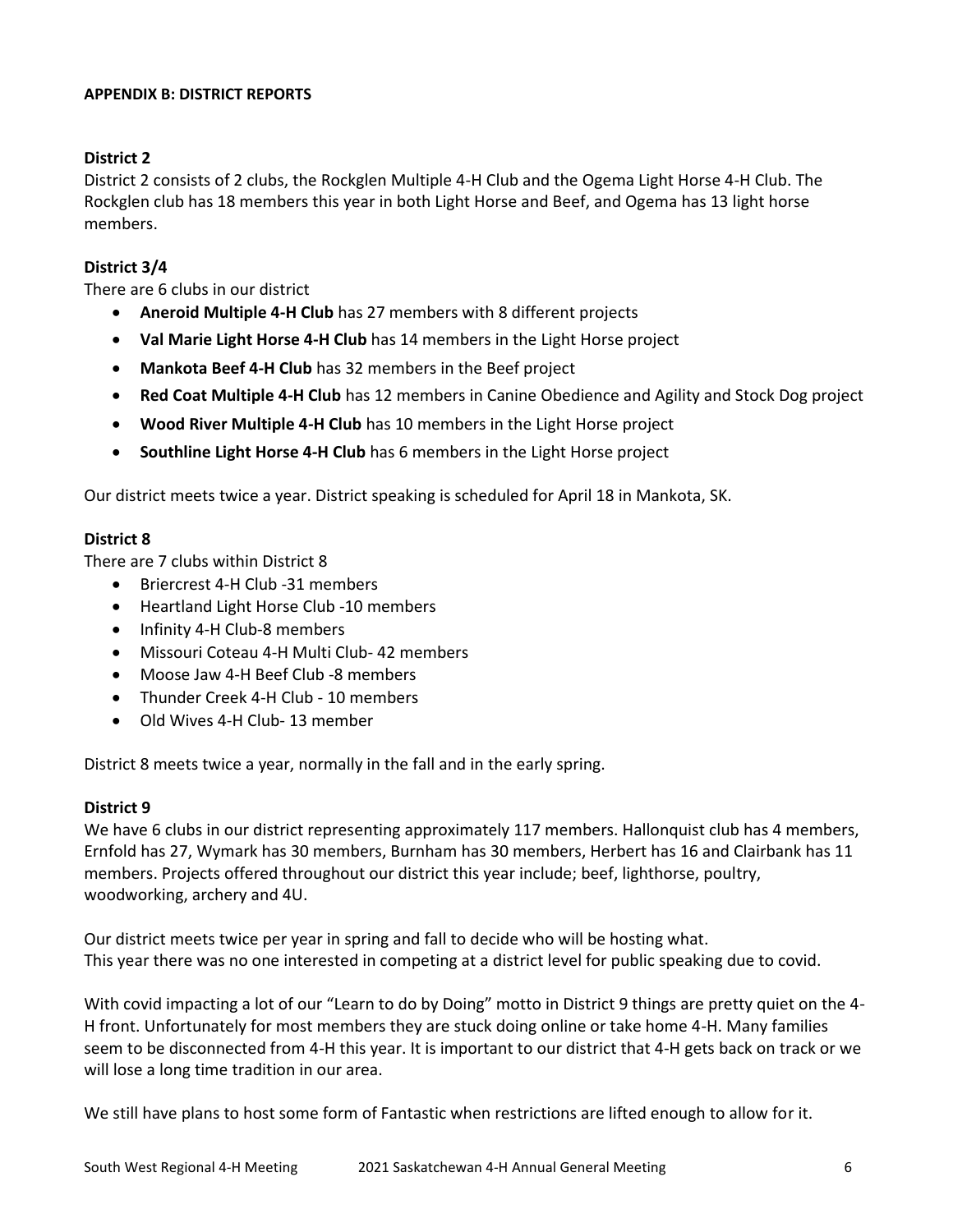**APPENDIX B: DISTRICT REPORTS**

**District 2**

District 2 consists of 2 clubs, the Rockglen Multiple 4-H Club and the Ogema Light Horse 4-H Club. The Rockglen club has 18 members this year in both Light Horse and Beef, and Ogema has 13 light horse members.

**District 3/4**

There are 6 clubs in our district

- **Aneroid Multiple 4-H Club** has 27 members with 8 different projects
- **Val Marie Light Horse 4-H Club** has 14 members in the Light Horse project
- **Mankota Beef 4-H Club** has 32 members in the Beef project
- **Red Coat Multiple 4-H Club** has 12 members in Canine Obedience and Agility and Stock Dog project
- **Wood River Multiple 4-H Club** has 10 members in the Light Horse project
- **Southline Light Horse 4-H Club** has 6 members in the Light Horse project

Our district meets twice a year. District speaking is scheduled for April 18 in Mankota, SK.

**District 8**

There are 7 clubs within District 8

- Briercrest 4-H Club -31 members
- Heartland Light Horse Club -10 members
- Infinity 4-H Club-8 members
- Missouri Coteau 4-H Multi Club- 42 members
- Moose Jaw 4-H Beef Club -8 members
- Thunder Creek 4-H Club - 10 members
- Old Wives 4-H Club- 13 member

District 8 meets twice a year, normally in the fall and in the early spring.

**District 9**

We have 6 clubs in our district representing approximately 117 members. Hallonquist club has 4 members, Ernfold has 27, Wymark has 30 members, Burnham has 30 members, Herbert has 16 and Clairbank has 11 members. Projects offered throughout our district this year include; beef, lighthorse, poultry, woodworking, archery and 4U.

Our district meets twice per year in spring and fall to decide who will be hosting what.
This year there was no one interested in competing at a district level for public speaking due to covid.

With covid impacting a lot of our "Learn to do by Doing" motto in District 9 things are pretty quiet on the 4-H front. Unfortunately for most members they are stuck doing online or take home 4-H. Many families seem to be disconnected from 4-H this year. It is important to our district that 4-H gets back on track or we will lose a long time tradition in our area.

We still have plans to host some form of Fantastic when restrictions are lifted enough to allow for it.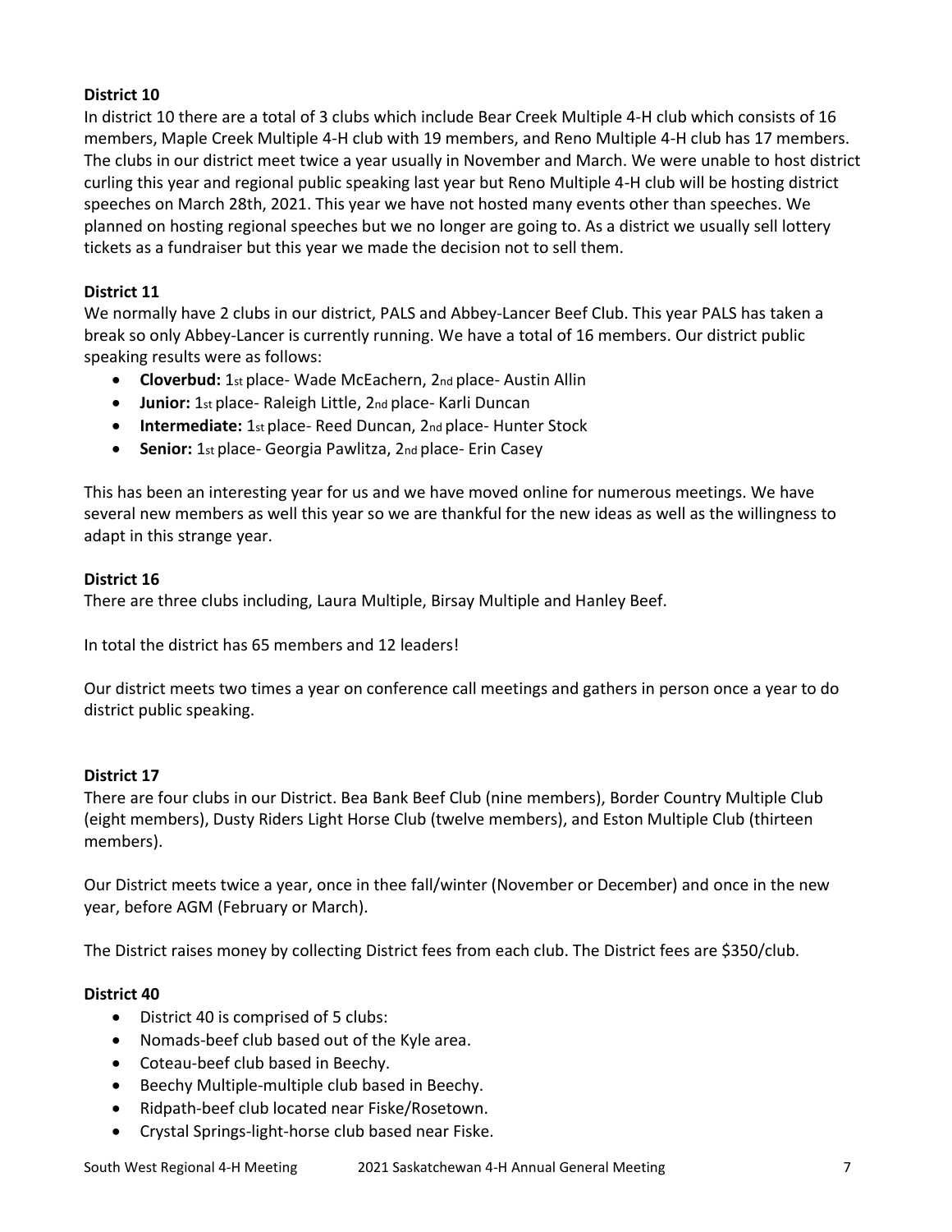**District 10**

In district 10 there are a total of 3 clubs which include Bear Creek Multiple 4-H club which consists of 16 members, Maple Creek Multiple 4-H club with 19 members, and Reno Multiple 4-H club has 17 members. The clubs in our district meet twice a year usually in November and March. We were unable to host district curling this year and regional public speaking last year but Reno Multiple 4-H club will be hosting district speeches on March 28th, 2021. This year we have not hosted many events other than speeches. We planned on hosting regional speeches but we no longer are going to. As a district we usually sell lottery tickets as a fundraiser but this year we made the decision not to sell them.

**District 11**

We normally have 2 clubs in our district, PALS and Abbey-Lancer Beef Club. This year PALS has taken a break so only Abbey-Lancer is currently running. We have a total of 16 members. Our district public speaking results were as follows:

- **Cloverbud:** 1st place- Wade McEachern, 2nd place- Austin Allin
- **Junior:** 1st place- Raleigh Little, 2nd place- Karli Duncan
- **Intermediate:** 1st place- Reed Duncan, 2nd place- Hunter Stock
- **Senior:** 1st place- Georgia Pawlitza, 2nd place- Erin Casey

This has been an interesting year for us and we have moved online for numerous meetings. We have several new members as well this year so we are thankful for the new ideas as well as the willingness to adapt in this strange year.

**District 16**

There are three clubs including, Laura Multiple, Birsay Multiple and Hanley Beef.

In total the district has 65 members and 12 leaders!

Our district meets two times a year on conference call meetings and gathers in person once a year to do district public speaking.

**District 17**

There are four clubs in our District. Bea Bank Beef Club (nine members), Border Country Multiple Club (eight members), Dusty Riders Light Horse Club (twelve members), and Eston Multiple Club (thirteen members).

Our District meets twice a year, once in thee fall/winter (November or December) and once in the new year, before AGM (February or March).

The District raises money by collecting District fees from each club. The District fees are $350/club.

**District 40**

- District 40 is comprised of 5 clubs:
- Nomads-beef club based out of the Kyle area.
- Coteau-beef club based in Beechy.
- Beechy Multiple-multiple club based in Beechy.
- Ridpath-beef club located near Fiske/Rosetown.
- Crystal Springs-light-horse club based near Fiske.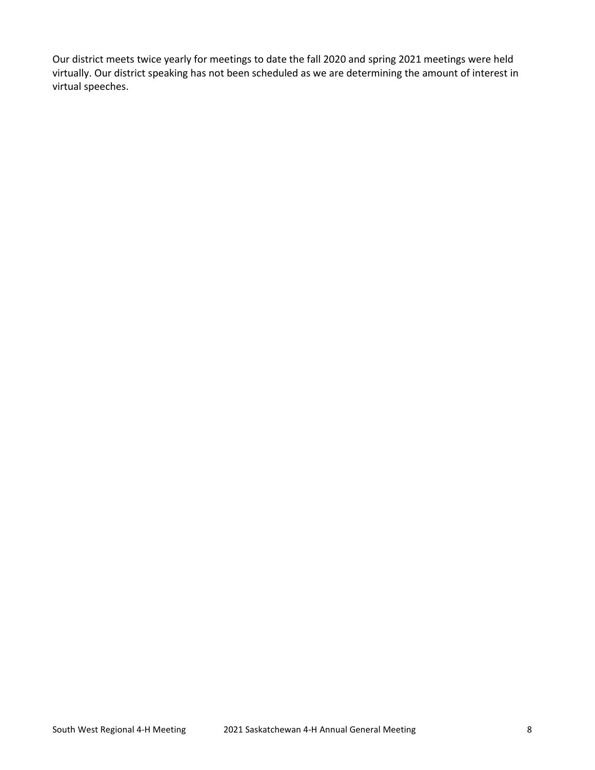Our district meets twice yearly for meetings to date the fall 2020 and spring 2021 meetings were held virtually. Our district speaking has not been scheduled as we are determining the amount of interest in virtual speeches.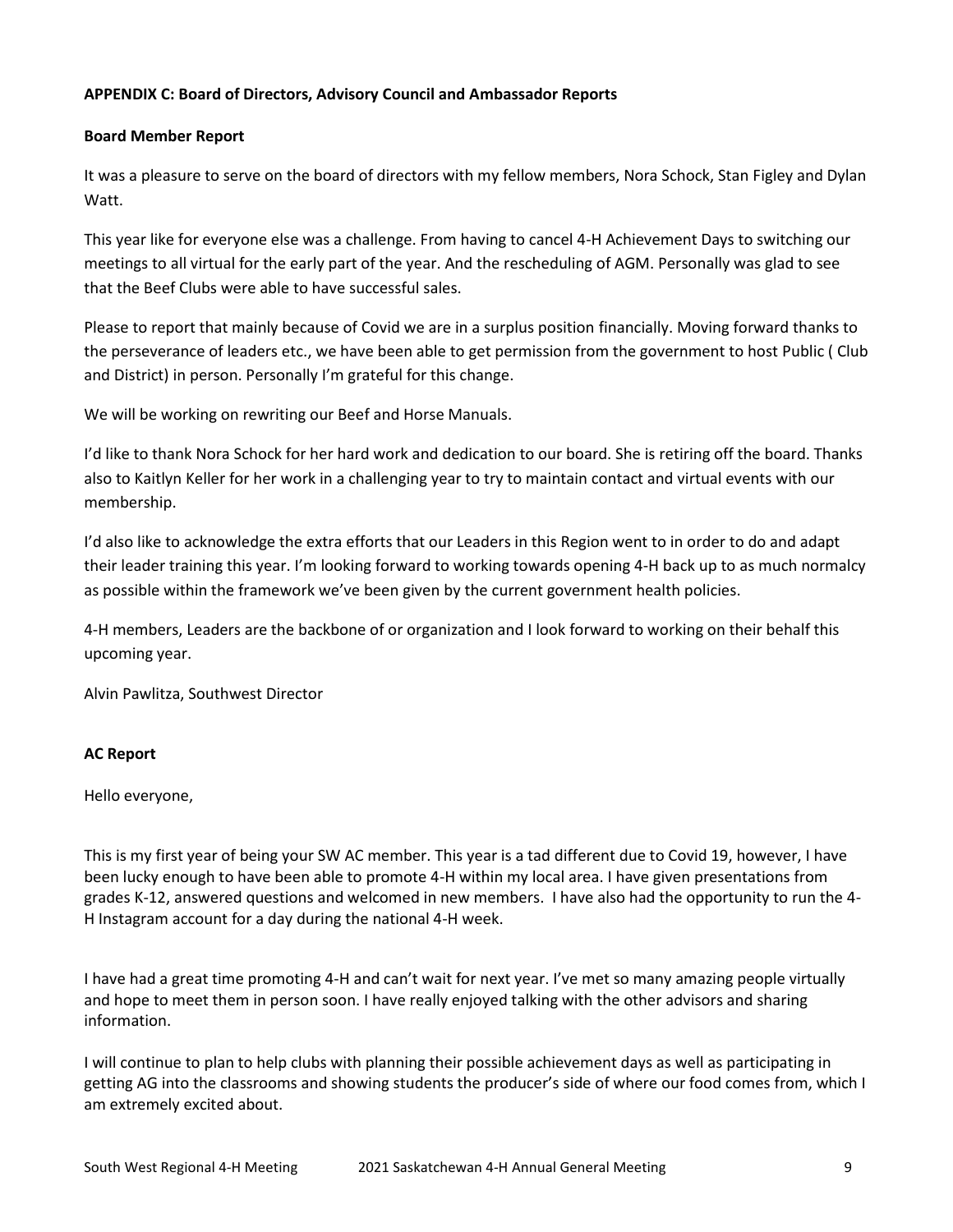**APPENDIX C: Board of Directors, Advisory Council and Ambassador Reports**

**Board Member Report**

It was a pleasure to serve on the board of directors with my fellow members, Nora Schock, Stan Figley and Dylan Watt.

This year like for everyone else was a challenge. From having to cancel 4-H Achievement Days to switching our meetings to all virtual for the early part of the year. And the rescheduling of AGM. Personally was glad to see that the Beef Clubs were able to have successful sales.

Please to report that mainly because of Covid we are in a surplus position financially. Moving forward thanks to the perseverance of leaders etc., we have been able to get permission from the government to host Public ( Club and District) in person. Personally I'm grateful for this change.

We will be working on rewriting our Beef and Horse Manuals.

I'd like to thank Nora Schock for her hard work and dedication to our board. She is retiring off the board. Thanks also to Kaitlyn Keller for her work in a challenging year to try to maintain contact and virtual events with our membership.

I'd also like to acknowledge the extra efforts that our Leaders in this Region went to in order to do and adapt their leader training this year. I'm looking forward to working towards opening 4-H back up to as much normalcy as possible within the framework we've been given by the current government health policies.

4-H members, Leaders are the backbone of or organization and I look forward to working on their behalf this upcoming year.

Alvin Pawlitza, Southwest Director

**AC Report**

Hello everyone,

This is my first year of being your SW AC member. This year is a tad different due to Covid 19, however, I have been lucky enough to have been able to promote 4-H within my local area. I have given presentations from grades K-12, answered questions and welcomed in new members. I have also had the opportunity to run the 4-H Instagram account for a day during the national 4-H week.

I have had a great time promoting 4-H and can't wait for next year. I've met so many amazing people virtually and hope to meet them in person soon. I have really enjoyed talking with the other advisors and sharing information.

I will continue to plan to help clubs with planning their possible achievement days as well as participating in getting AG into the classrooms and showing students the producer's side of where our food comes from, which I am extremely excited about.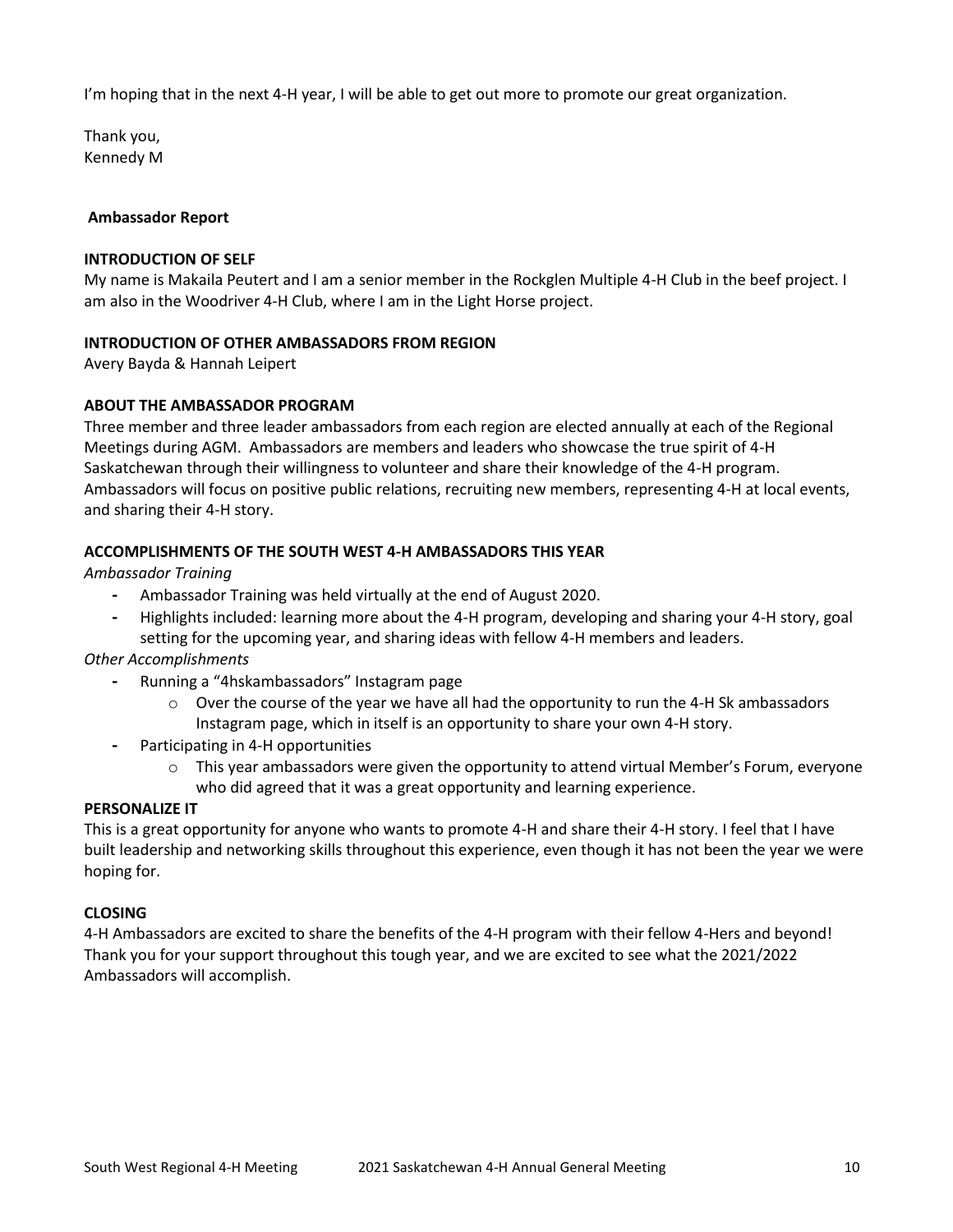I'm hoping that in the next 4-H year, I will be able to get out more to promote our great organization.

Thank you,
Kennedy M

**Ambassador Report**

**INTRODUCTION OF SELF**

My name is Makaila Peutert and I am a senior member in the Rockglen Multiple 4-H Club in the beef project. I am also in the Woodriver 4-H Club, where I am in the Light Horse project.

**INTRODUCTION OF OTHER AMBASSADORS FROM REGION**

Avery Bayda & Hannah Leipert

**ABOUT THE AMBASSADOR PROGRAM**

Three member and three leader ambassadors from each region are elected annually at each of the Regional Meetings during AGM. Ambassadors are members and leaders who showcase the true spirit of 4-H Saskatchewan through their willingness to volunteer and share their knowledge of the 4-H program. Ambassadors will focus on positive public relations, recruiting new members, representing 4-H at local events, and sharing their 4-H story.

**ACCOMPLISHMENTS OF THE SOUTH WEST 4-H AMBASSADORS THIS YEAR**

*Ambassador Training*

- Ambassador Training was held virtually at the end of August 2020.
- Highlights included: learning more about the 4-H program, developing and sharing your 4-H story, goal setting for the upcoming year, and sharing ideas with fellow 4-H members and leaders.

*Other Accomplishments*

- Running a "4hskambassadors" Instagram page
  - Over the course of the year we have all had the opportunity to run the 4-H Sk ambassadors Instagram page, which in itself is an opportunity to share your own 4-H story.
- Participating in 4-H opportunities
  - This year ambassadors were given the opportunity to attend virtual Member's Forum, everyone who did agreed that it was a great opportunity and learning experience.

**PERSONALIZE IT**

This is a great opportunity for anyone who wants to promote 4-H and share their 4-H story. I feel that I have built leadership and networking skills throughout this experience, even though it has not been the year we were hoping for.

**CLOSING**

4-H Ambassadors are excited to share the benefits of the 4-H program with their fellow 4-Hers and beyond! Thank you for your support throughout this tough year, and we are excited to see what the 2021/2022 Ambassadors will accomplish.